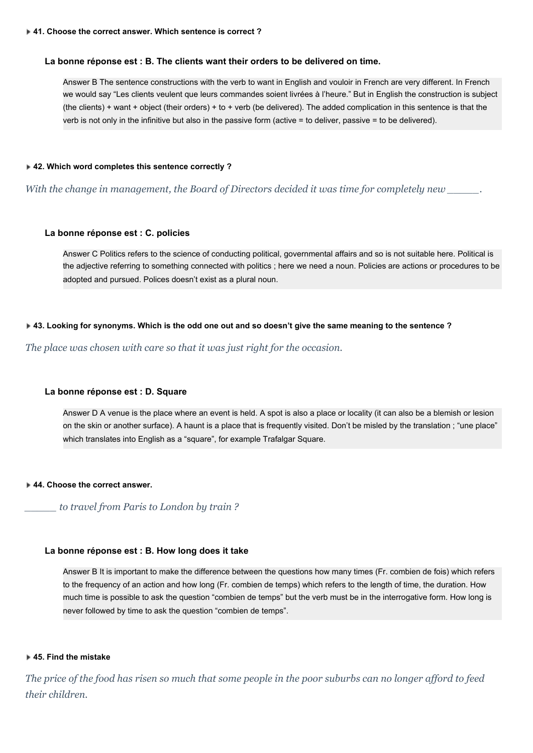**41. Choose the correct answer. Which sentence is correct ?**

**La bonne réponse est : B. The clients want their orders to be delivered on time.**

Answer B The sentence constructions with the verb to want in English and vouloir in French are very different. In French we would say “Les clients veulent que leurs commandes soient livrées à l’heure.” But in English the construction is subject (the clients) + want + object (their orders) + to + verb (be delivered). The added complication in this sentence is that the verb is not only in the infinitive but also in the passive form (active = to deliver, passive = to be delivered).

**42. Which word completes this sentence correctly ?**

*With the change in management, the Board of Directors decided it was time for completely new _____.*

**La bonne réponse est : C. policies**

Answer C Politics refers to the science of conducting political, governmental affairs and so is not suitable here. Political is the adjective referring to something connected with politics ; here we need a noun. Policies are actions or procedures to be adopted and pursued. Polices doesn’t exist as a plural noun.

**43. Looking for synonyms. Which is the odd one out and so doesn’t give the same meaning to the sentence ?**

*The place was chosen with care so that it was just right for the occasion.*

**La bonne réponse est : D. Square**

Answer D A venue is the place where an event is held. A spot is also a place or locality (it can also be a blemish or lesion on the skin or another surface). A haunt is a place that is frequently visited. Don’t be misled by the translation ; “une place” which translates into English as a “square”, for example Trafalgar Square.

**44. Choose the correct answer.**

*_____ to travel from Paris to London by train ?*

**La bonne réponse est : B. How long does it take**

Answer B It is important to make the difference between the questions how many times (Fr. combien de fois) which refers to the frequency of an action and how long (Fr. combien de temps) which refers to the length of time, the duration. How much time is possible to ask the question “combien de temps” but the verb must be in the interrogative form. How long is never followed by time to ask the question “combien de temps”.

**45. Find the mistake**

*The price of the food has risen so much that some people in the poor suburbs can no longer afford to feed their children.*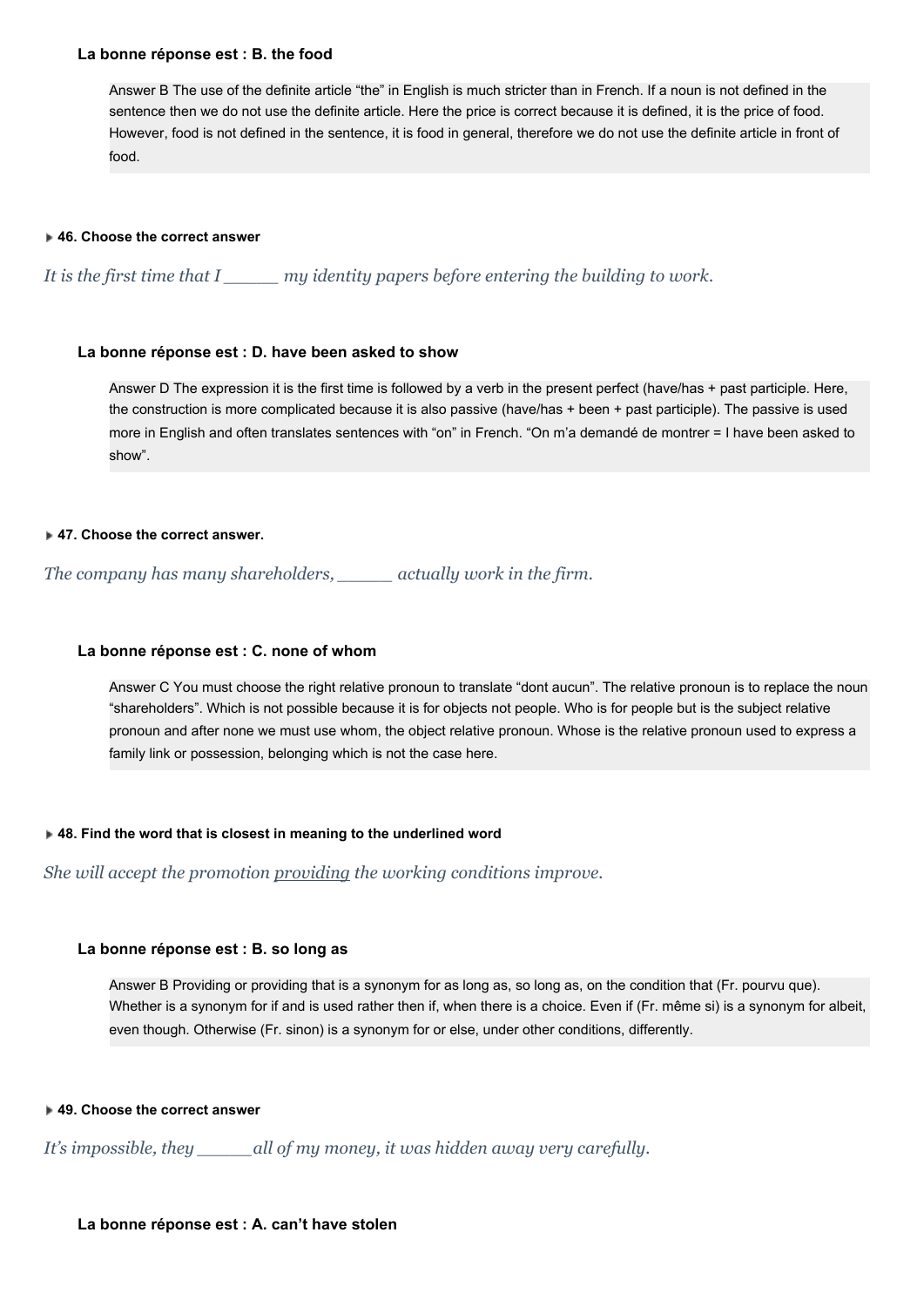**La bonne réponse est : B. the food**

> Answer B The use of the definite article “the” in English is much stricter than in French. If a noun is not defined in the sentence then we do not use the definite article. Here the price is correct because it is defined, it is the price of food. However, food is not defined in the sentence, it is food in general, therefore we do not use the definite article in front of food.

**46. Choose the correct answer**

*It is the first time that I _____ my identity papers before entering the building to work.*

**La bonne réponse est : D. have been asked to show**

> Answer D The expression it is the first time is followed by a verb in the present perfect (have/has + past participle. Here, the construction is more complicated because it is also passive (have/has + been + past participle). The passive is used more in English and often translates sentences with “on” in French. “On m’a demandé de montrer = I have been asked to show”.

**47. Choose the correct answer.**

*The company has many shareholders, _____ actually work in the firm.*

**La bonne réponse est : C. none of whom**

> Answer C You must choose the right relative pronoun to translate “dont aucun”. The relative pronoun is to replace the noun “shareholders”. Which is not possible because it is for objects not people. Who is for people but is the subject relative pronoun and after none we must use whom, the object relative pronoun. Whose is the relative pronoun used to express a family link or possession, belonging which is not the case here.

**48. Find the word that is closest in meaning to the underlined word**

*She will accept the promotion providing the working conditions improve.*

**La bonne réponse est : B. so long as**

> Answer B Providing or providing that is a synonym for as long as, so long as, on the condition that (Fr. pourvu que). Whether is a synonym for if and is used rather then if, when there is a choice. Even if (Fr. même si) is a synonym for albeit, even though. Otherwise (Fr. sinon) is a synonym for or else, under other conditions, differently.

**49. Choose the correct answer**

*It’s impossible, they _____all of my money, it was hidden away very carefully.*

**La bonne réponse est : A. can’t have stolen**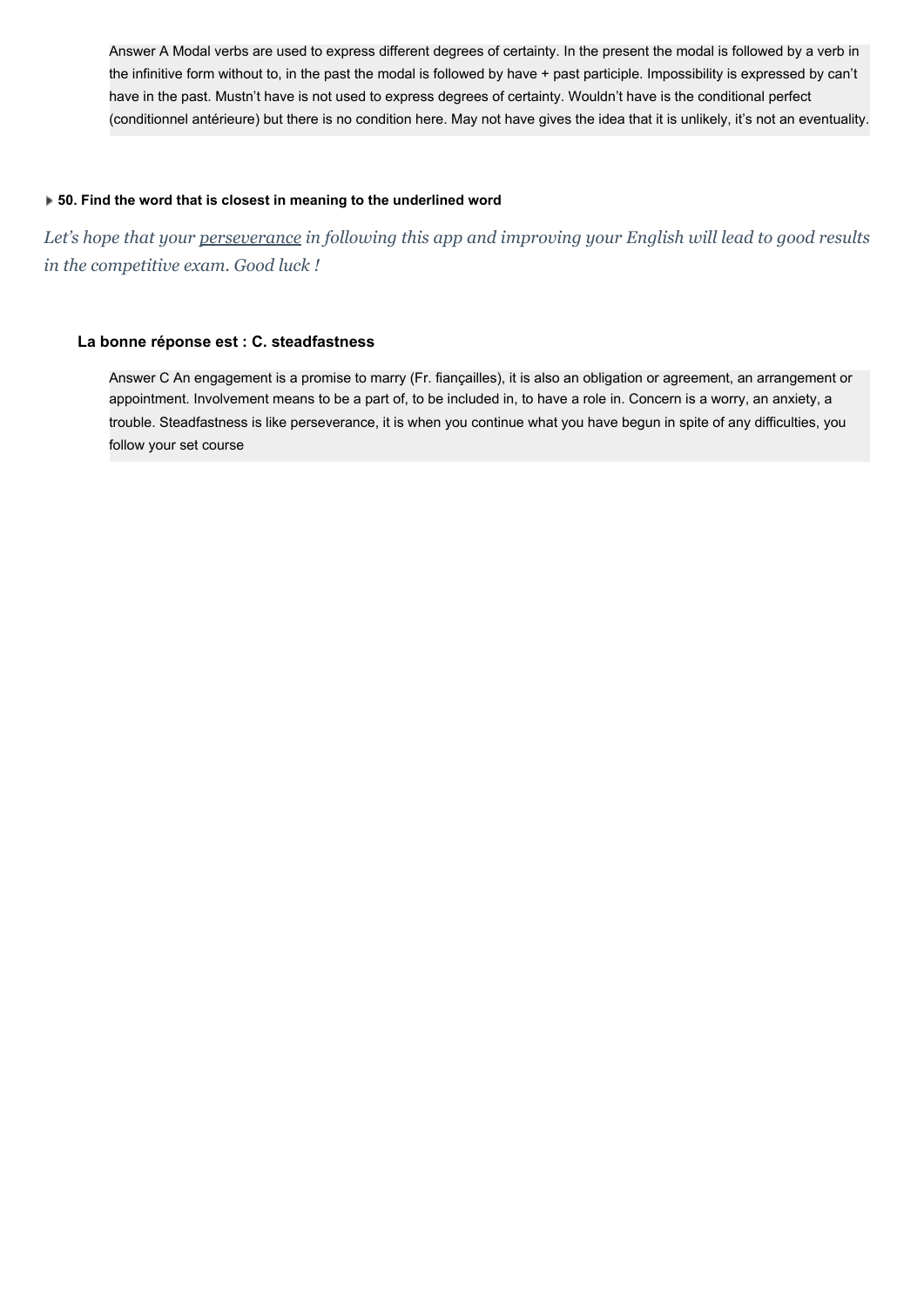Answer A Modal verbs are used to express different degrees of certainty. In the present the modal is followed by a verb in the infinitive form without to, in the past the modal is followed by have + past participle. Impossibility is expressed by can't have in the past. Mustn't have is not used to express degrees of certainty. Wouldn't have is the conditional perfect (conditionnel antérieure) but there is no condition here. May not have gives the idea that it is unlikely, it's not an eventuality.

**50. Find the word that is closest in meaning to the underlined word**

*Let's hope that your perseverance in following this app and improving your English will lead to good results in the competitive exam. Good luck !*

**La bonne réponse est : C. steadfastness**

Answer C An engagement is a promise to marry (Fr. fiançailles), it is also an obligation or agreement, an arrangement or appointment. Involvement means to be a part of, to be included in, to have a role in. Concern is a worry, an anxiety, a trouble. Steadfastness is like perseverance, it is when you continue what you have begun in spite of any difficulties, you follow your set course